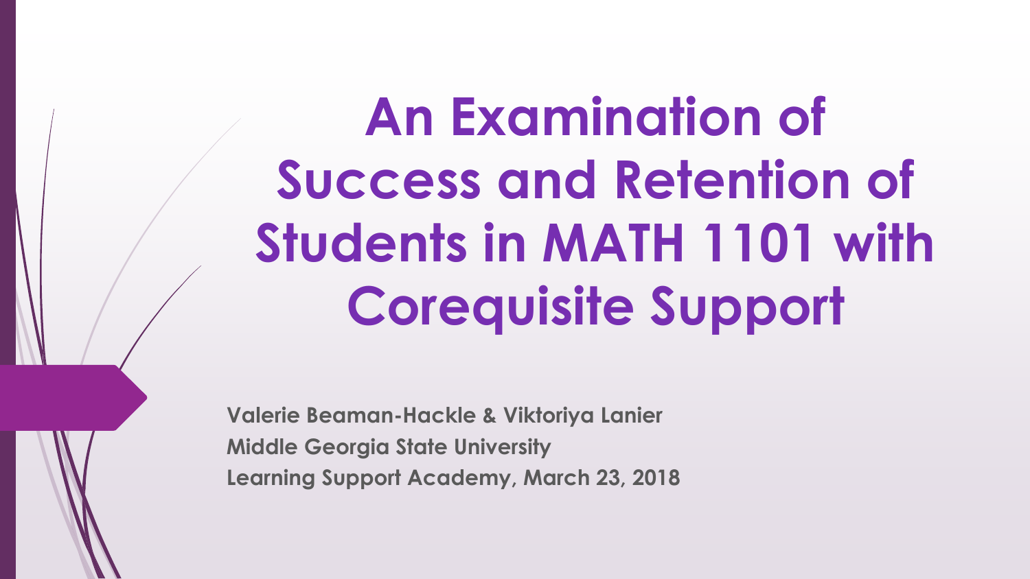# An Examination of Success and Retention of Students in MATH 1101 with Corequisite Support

**Valerie Beaman-Hackle & Viktoriya Lanier**
**Middle Georgia State University**
**Learning Support Academy, March 23, 2018**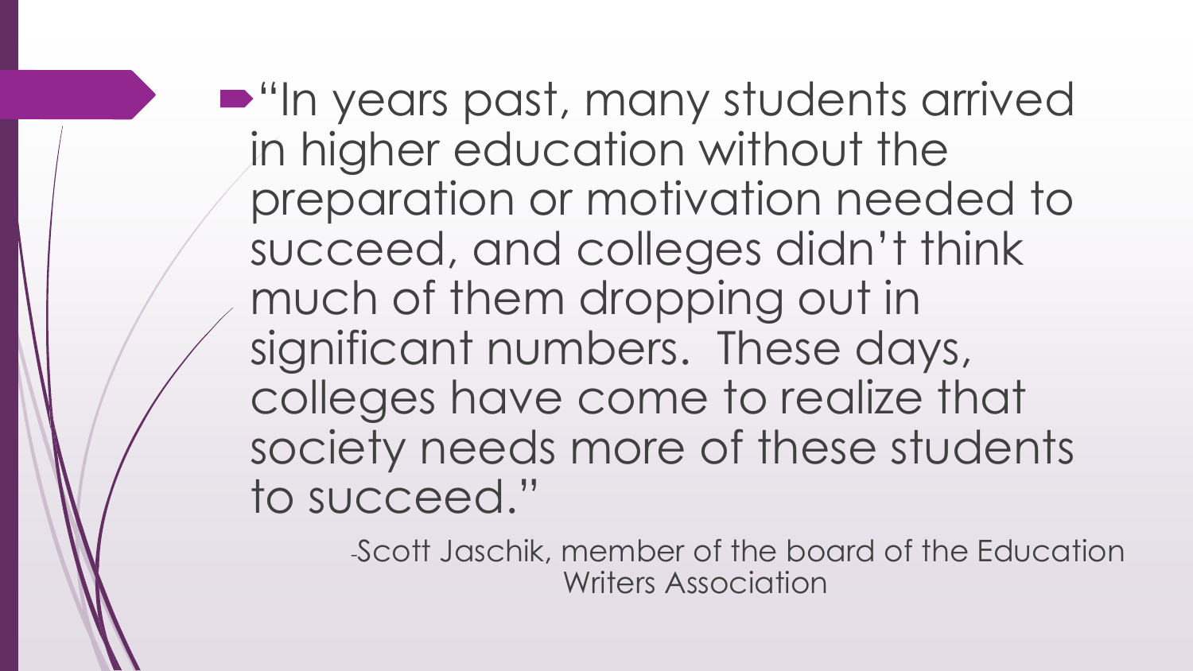- "In years past, many students arrived in higher education without the preparation or motivation needed to succeed, and colleges didn't think much of them dropping out in significant numbers. These days, colleges have come to realize that society needs more of these students to succeed."

-Scott Jaschik, member of the board of the Education Writers Association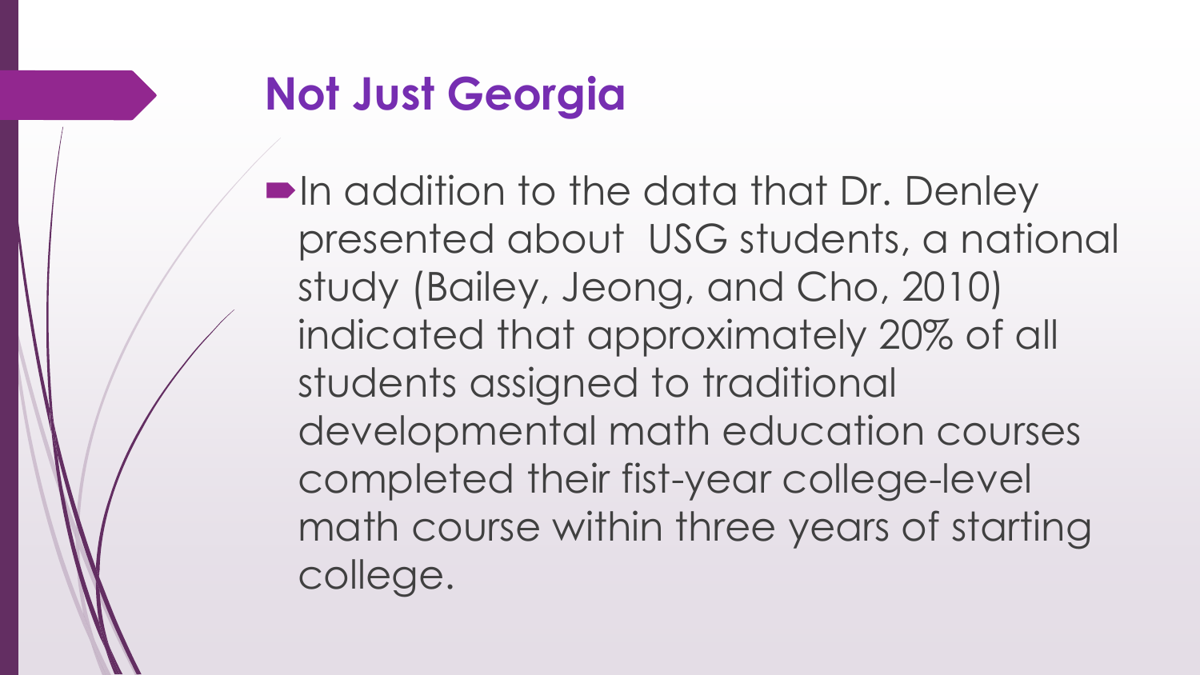## Not Just Georgia

- In addition to the data that Dr. Denley presented about  USG students, a national study (Bailey, Jeong, and Cho, 2010) indicated that approximately 20% of all students assigned to traditional developmental math education courses completed their fist-year college-level math course within three years of starting college.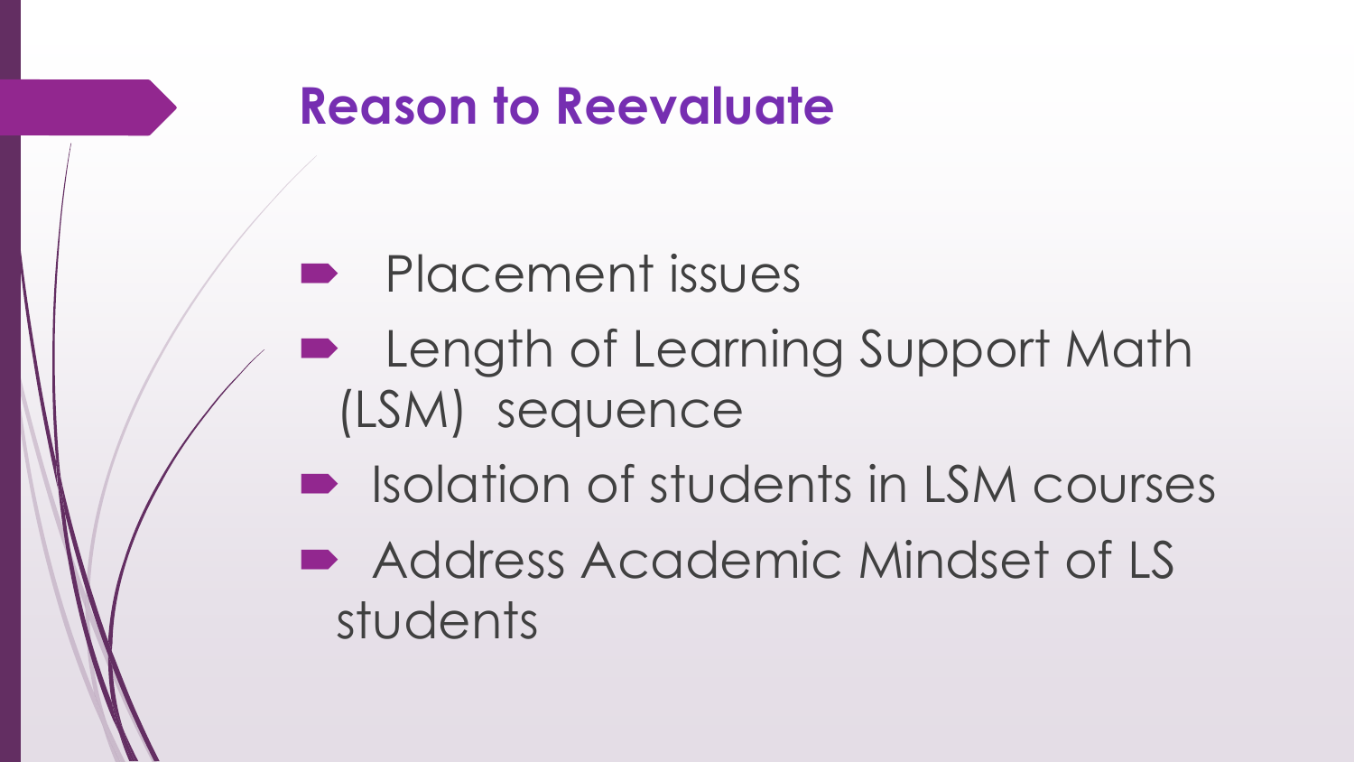## Reason to Reevaluate

- Placement issues
- Length of Learning Support Math (LSM) sequence
- Isolation of students in LSM courses
- Address Academic Mindset of LS students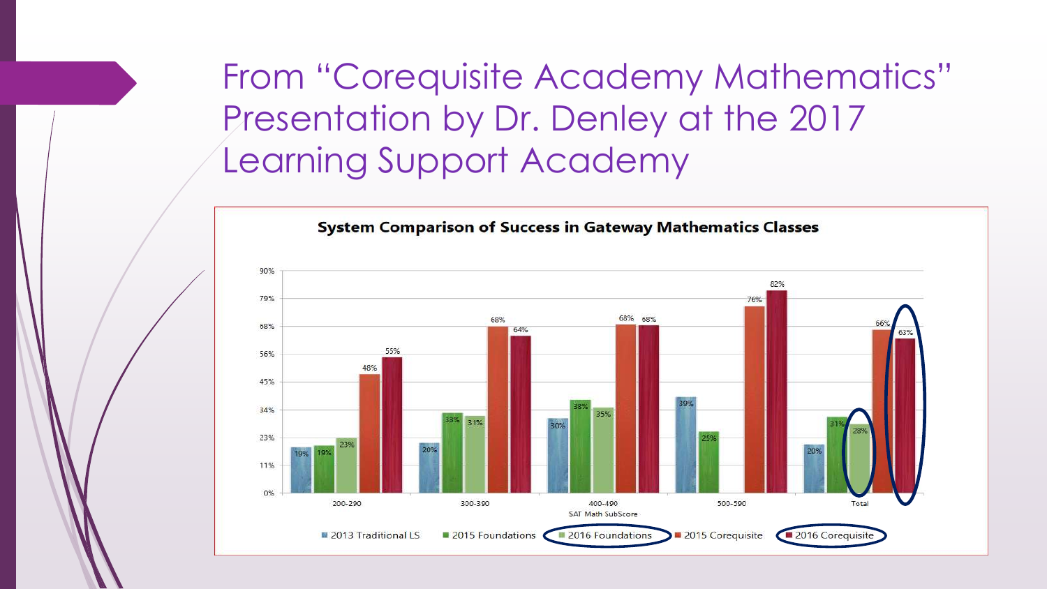# From "Corequisite Academy Mathematics" Presentation by Dr. Denley at the 2017 Learning Support Academy

**System Comparison of Success in Gateway Mathematics Classes**

| SAT Math SubScore | 2013 Traditional LS | 2015 Foundations | 2016 Foundations | 2015 Corequisite | 2016 Corequisite |
|---|---|---|---|---|---|
| 200-290 | 19% | 19% | 23% | 48% | 55% |
| 300-390 | 20% | 33% | 31% | 68% | 64% |
| 400-490 | 30% | 38% | 35% | 68% | 68% |
| 500-590 | 39% | 25% | | 76% | 82% |
| Total | 20% | 31% | 28% | 66% | 63% |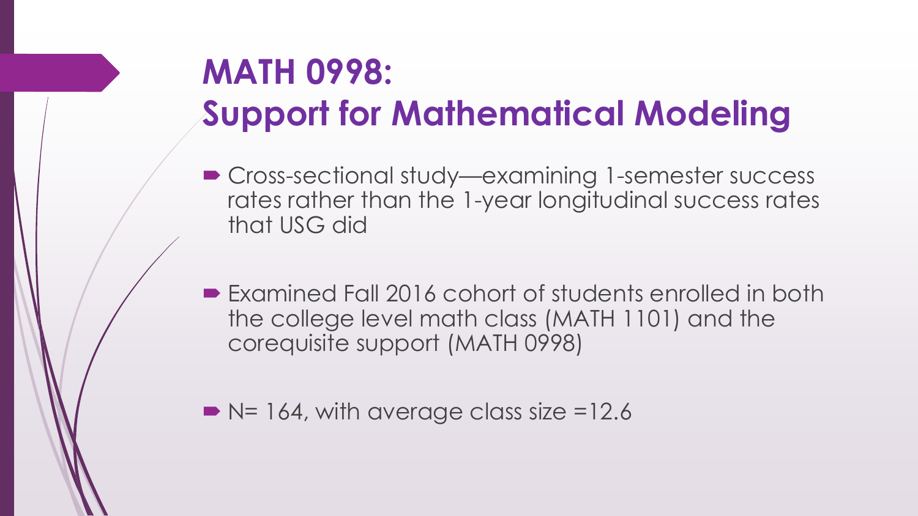# MATH 0998: Support for Mathematical Modeling

- Cross-sectional study—examining 1-semester success rates rather than the 1-year longitudinal success rates that USG did
- Examined Fall 2016 cohort of students enrolled in both the college level math class (MATH 1101) and the corequisite support (MATH 0998)
- N= 164, with average class size =12.6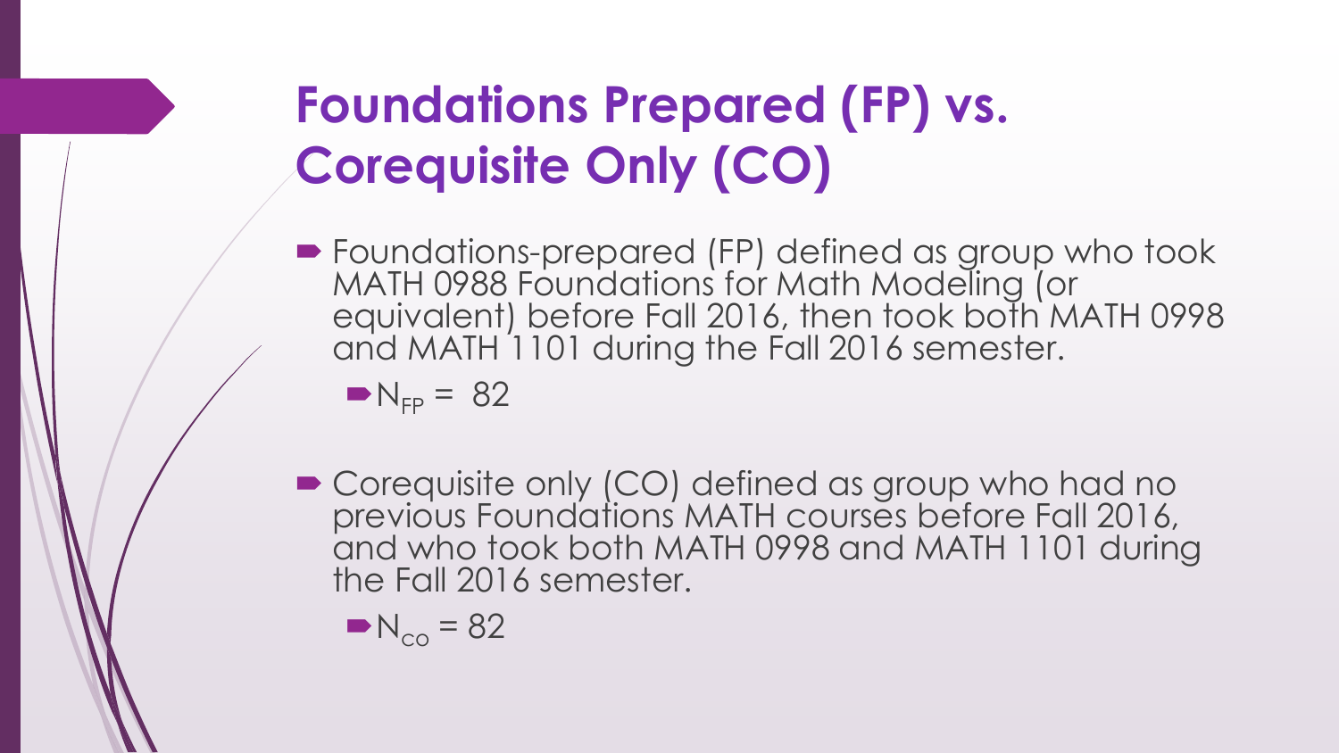# Foundations Prepared (FP) vs. Corequisite Only (CO)

- Foundations-prepared (FP) defined as group who took MATH 0988 Foundations for Math Modeling (or equivalent) before Fall 2016, then took both MATH 0998 and MATH 1101 during the Fall 2016 semester.
  - $N_{FP} = 82$

- Corequisite only (CO) defined as group who had no previous Foundations MATH courses before Fall 2016, and who took both MATH 0998 and MATH 1101 during the Fall 2016 semester.
  - $N_{CO} = 82$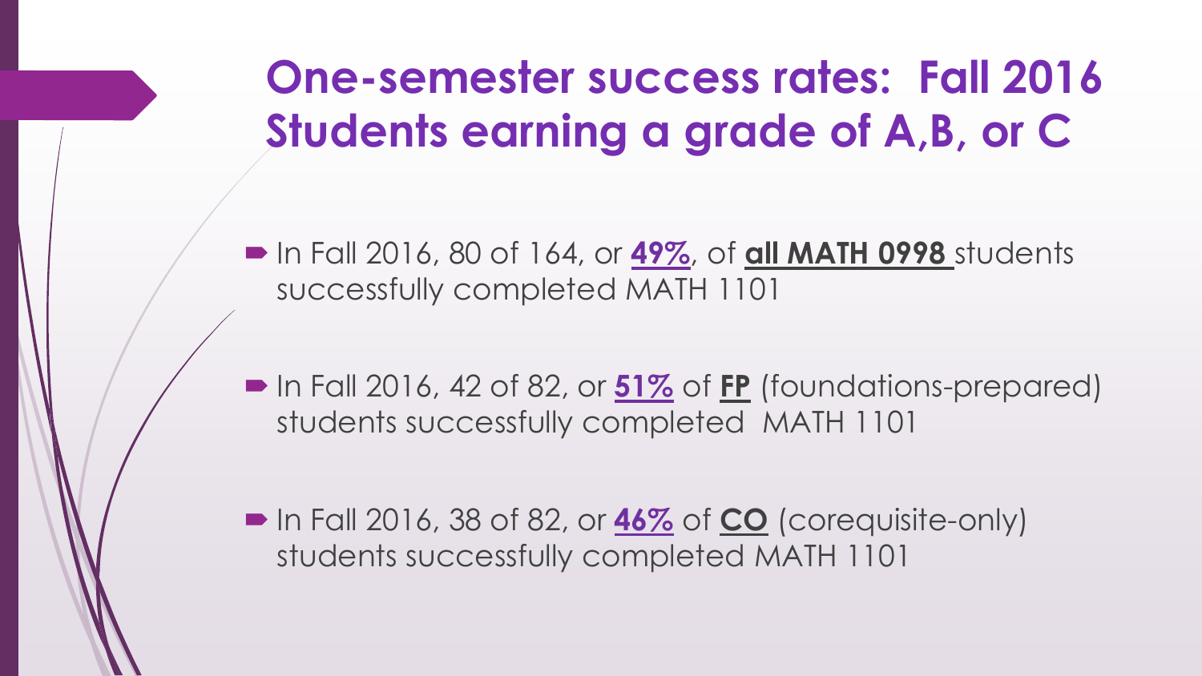# One-semester success rates: Fall 2016 Students earning a grade of A,B, or C

- In Fall 2016, 80 of 164, or **49%**, of **all MATH 0998** students successfully completed MATH 1101

- In Fall 2016, 42 of 82, or **51%** of **FP** (foundations-prepared) students successfully completed MATH 1101

- In Fall 2016, 38 of 82, or **46%** of **CO** (corequisite-only) students successfully completed MATH 1101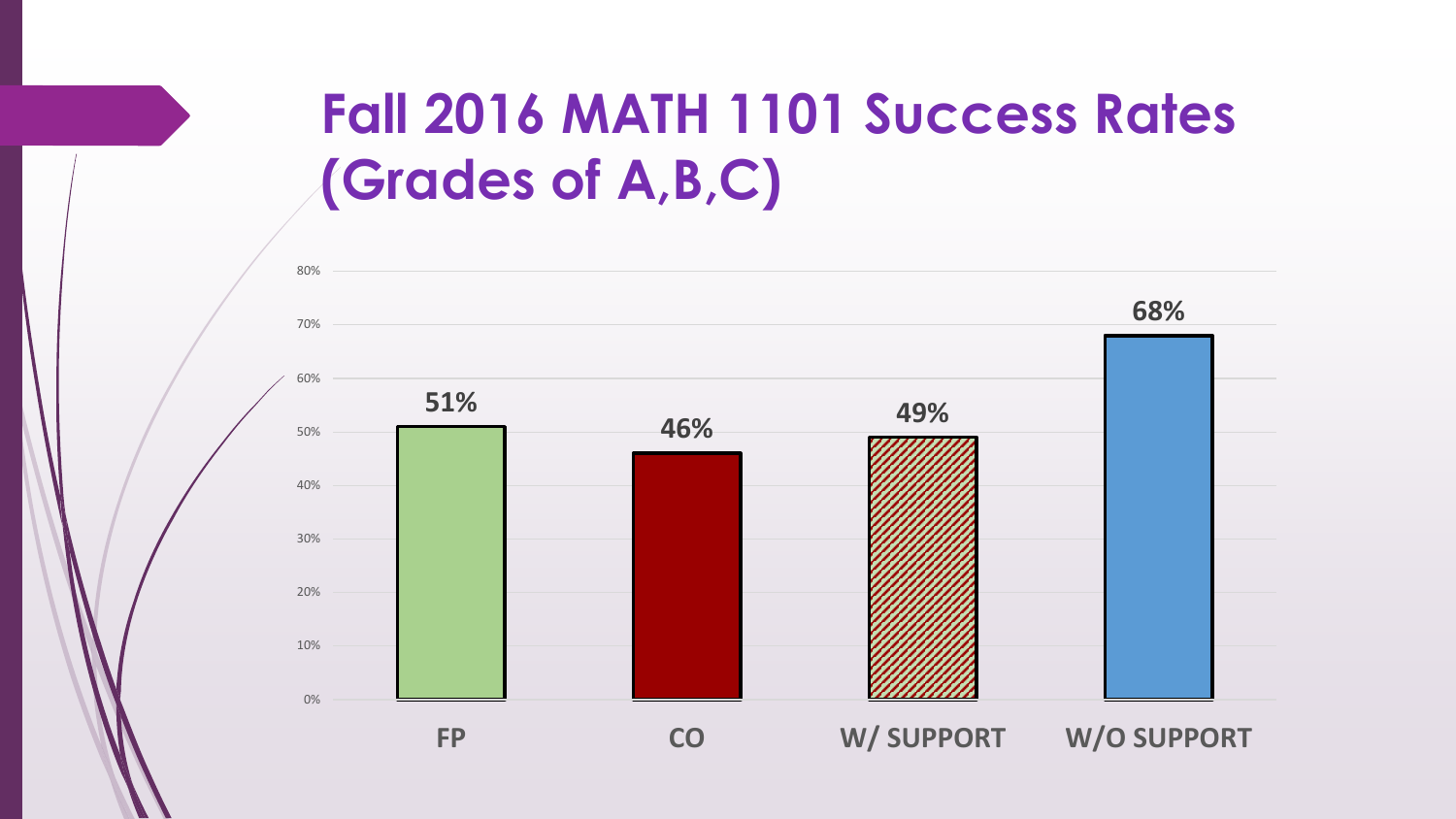# Fall 2016 MATH 1101 Success Rates (Grades of A,B,C)

| FP | CO | W/ SUPPORT | W/O SUPPORT |
| --- | --- | --- | --- |
| 51% | 46% | 49% | 68% |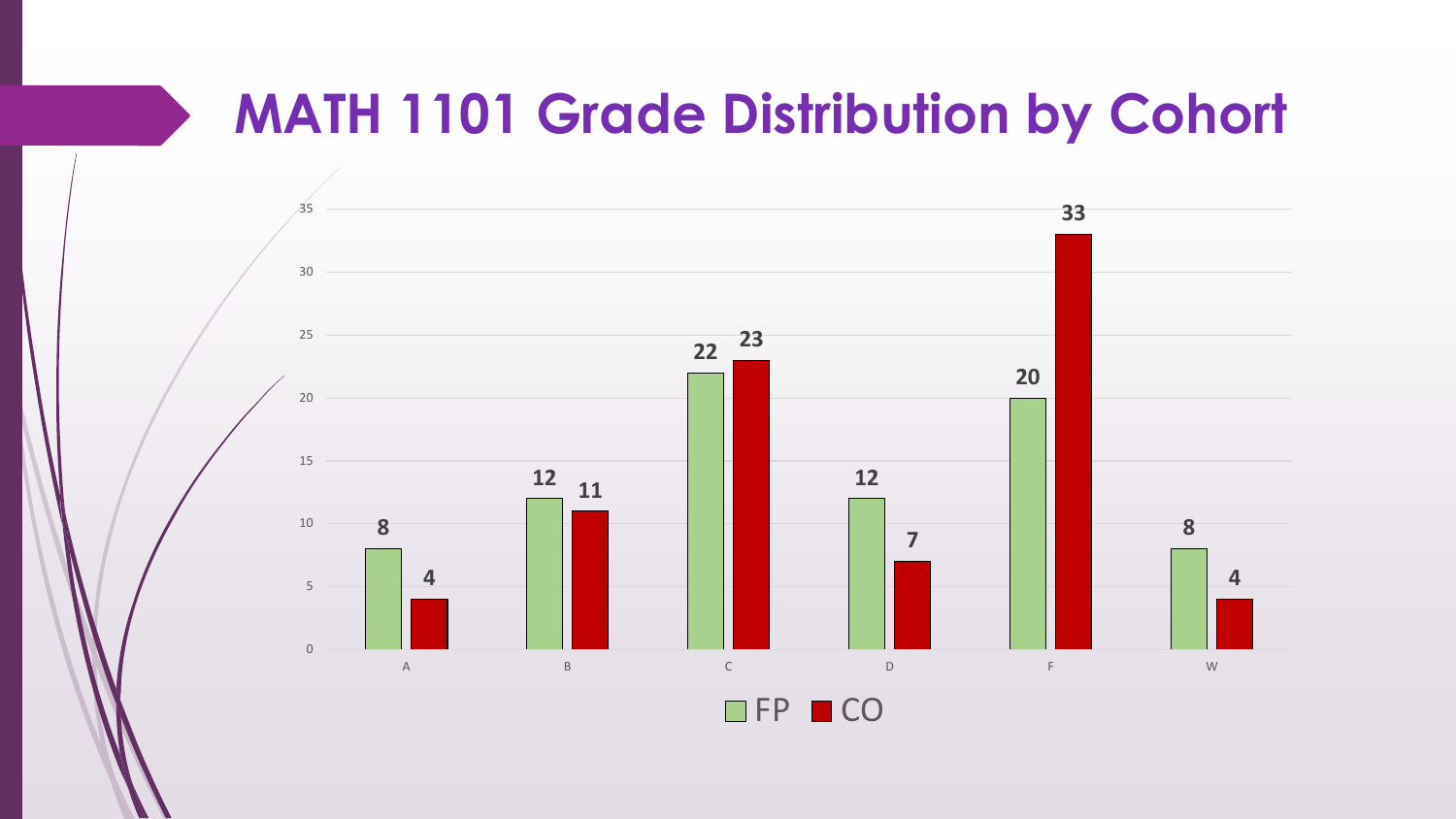# MATH 1101 Grade Distribution by Cohort

| Grade | FP | CO |
|---|---|---|
| A | 8 | 4 |
| B | 12 | 11 |
| C | 22 | 23 |
| D | 12 | 7 |
| F | 20 | 33 |
| W | 8 | 4 |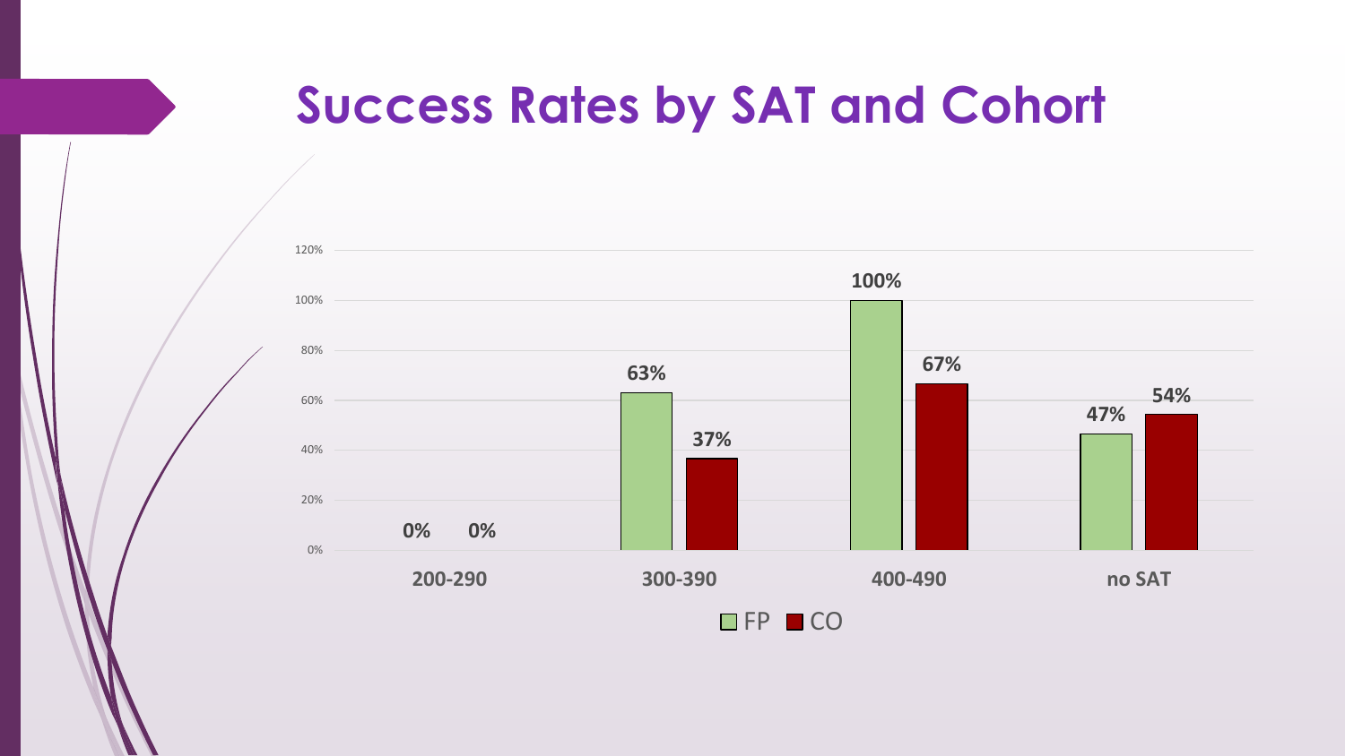# Success Rates by SAT and Cohort

| SAT | FP | CO |
|---|---|---|
| 200-290 | 0% | 0% |
| 300-390 | 63% | 37% |
| 400-490 | 100% | 67% |
| no SAT | 47% | 54% |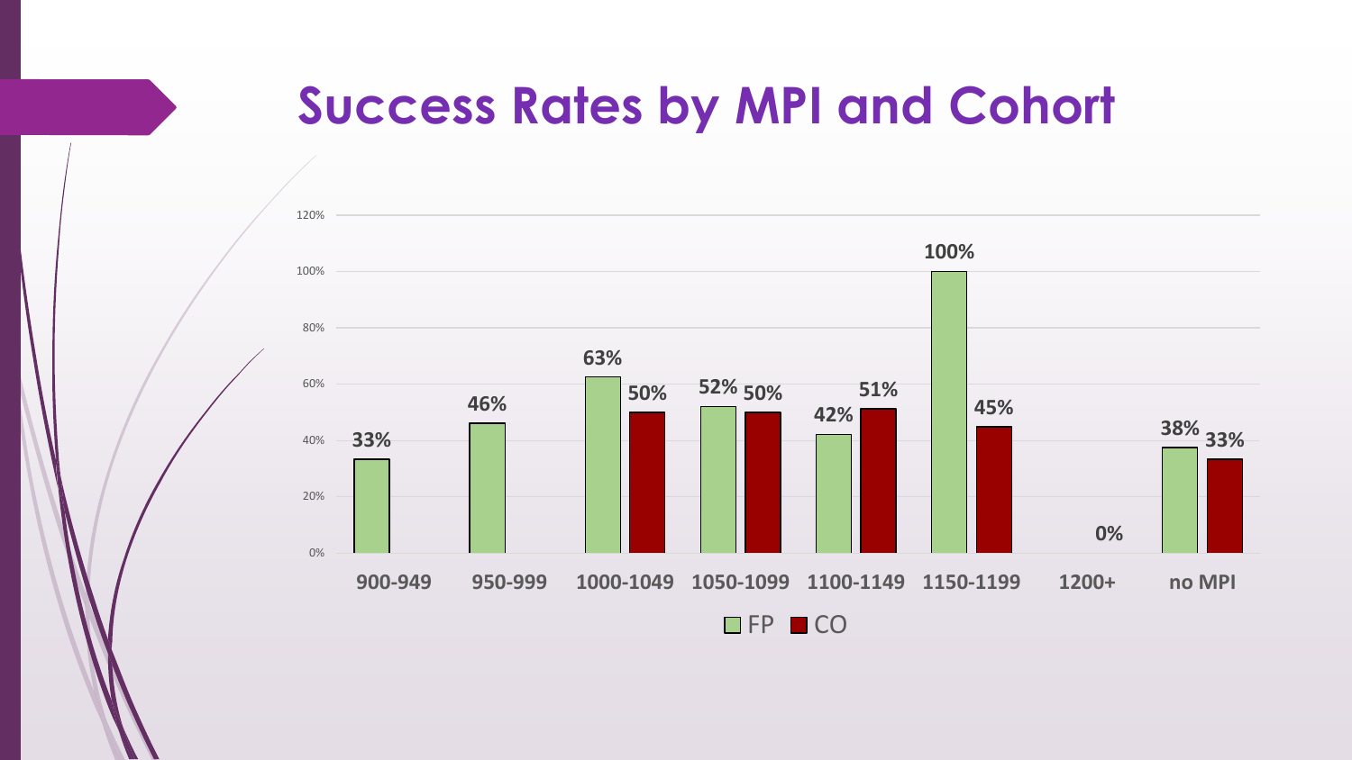# Success Rates by MPI and Cohort

| MPI | FP | CO |
|---|---|---|
| 900-949 | 33% | |
| 950-999 | 46% | |
| 1000-1049 | 63% | 50% |
| 1050-1099 | 52% | 50% |
| 1100-1149 | 42% | 51% |
| 1150-1199 | 100% | 45% |
| 1200+ | | 0% |
| no MPI | 38% | 33% |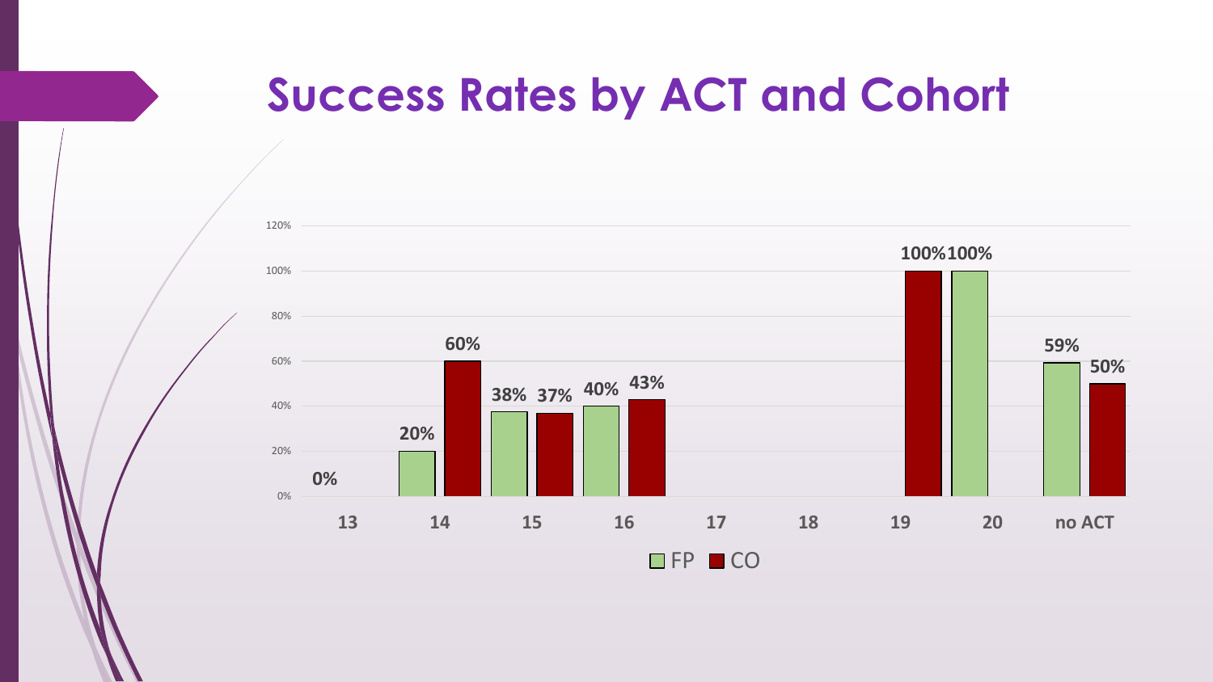# Success Rates by ACT and Cohort

| ACT | FP | CO |
|---|---|---|
| 13 | 0% | |
| 14 | 20% | 60% |
| 15 | 38% | 37% |
| 16 | 40% | 43% |
| 17 | | |
| 18 | | |
| 19 | | 100% |
| 20 | 100% | |
| no ACT | 59% | 50% |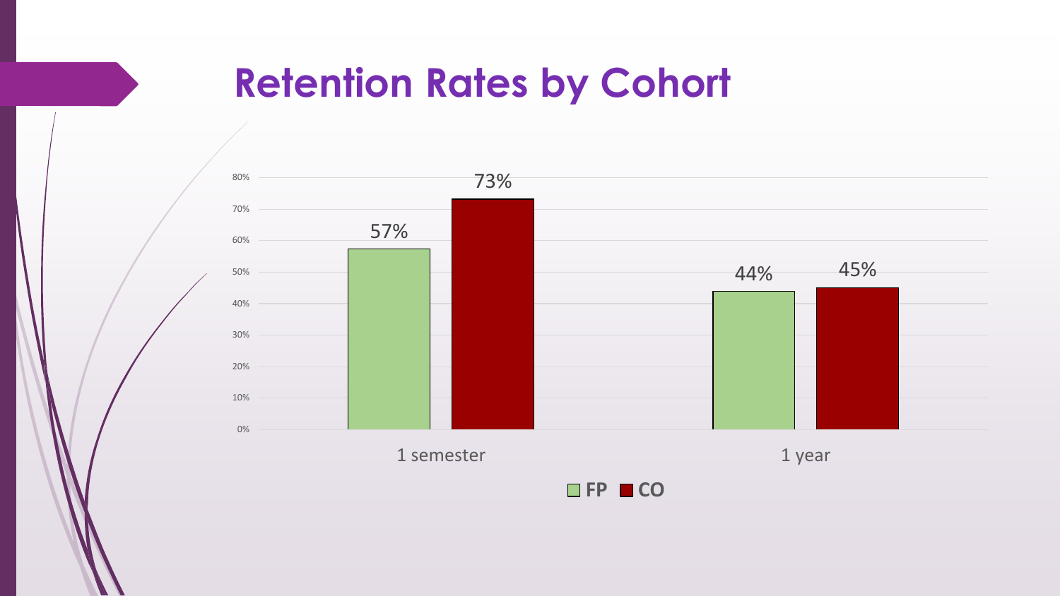# Retention Rates by Cohort

| | FP | CO |
|---|---|---|
| 1 semester | 57% | 73% |
| 1 year | 44% | 45% |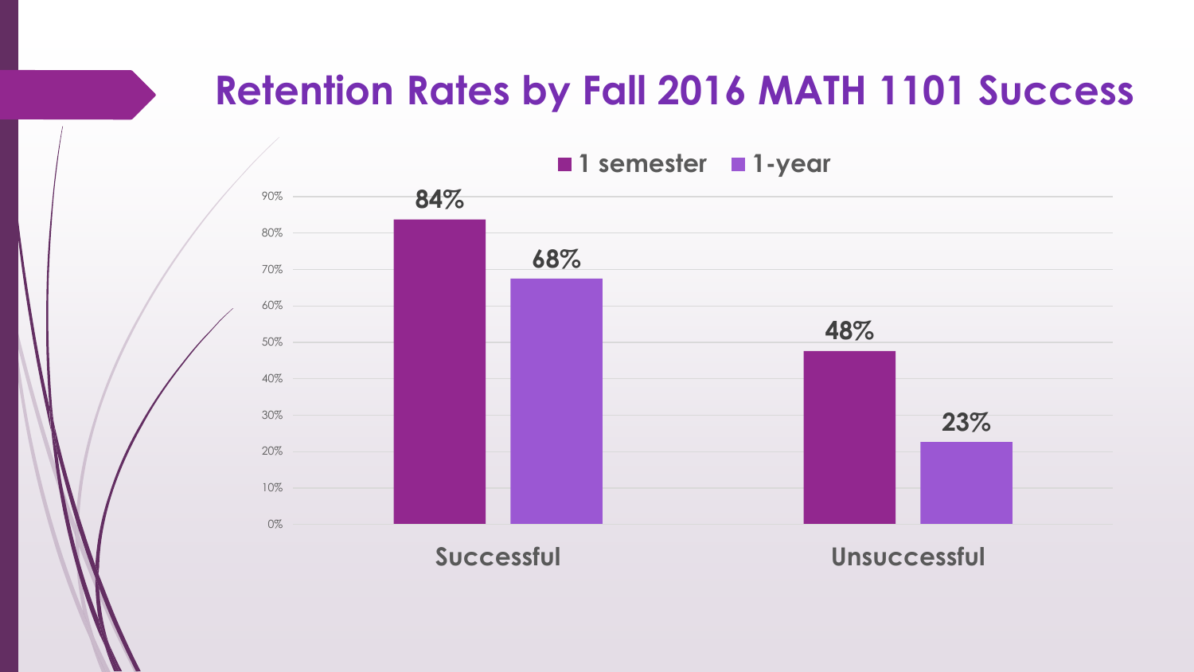# Retention Rates by Fall 2016 MATH 1101 Success

| | 1 semester | 1-year |
|---|---|---|
| Successful | 84% | 68% |
| Unsuccessful | 48% | 23% |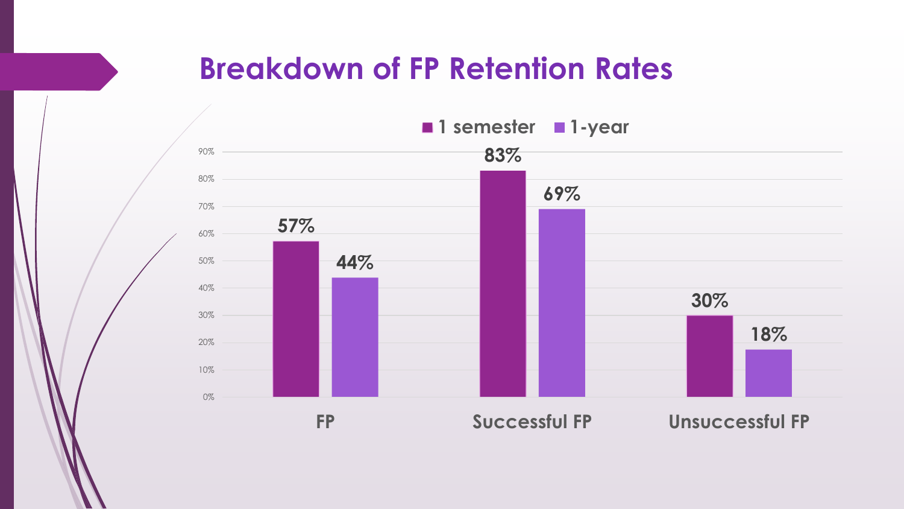# Breakdown of FP Retention Rates

| | 1 semester | 1-year |
| --- | --- | --- |
| FP | 57% | 44% |
| Successful FP | 83% | 69% |
| Unsuccessful FP | 30% | 18% |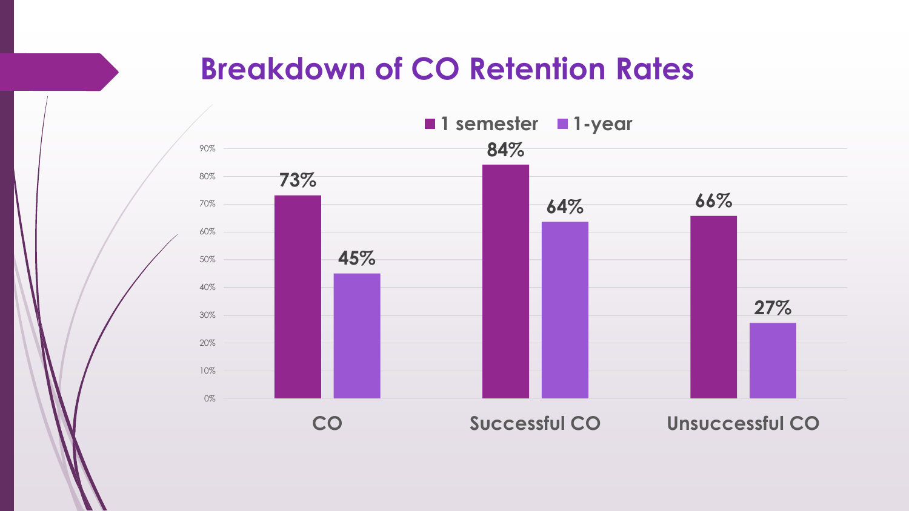# Breakdown of CO Retention Rates

| | 1 semester | 1-year |
|---|---|---|
| CO | 73% | 45% |
| Successful CO | 84% | 64% |
| Unsuccessful CO | 66% | 27% |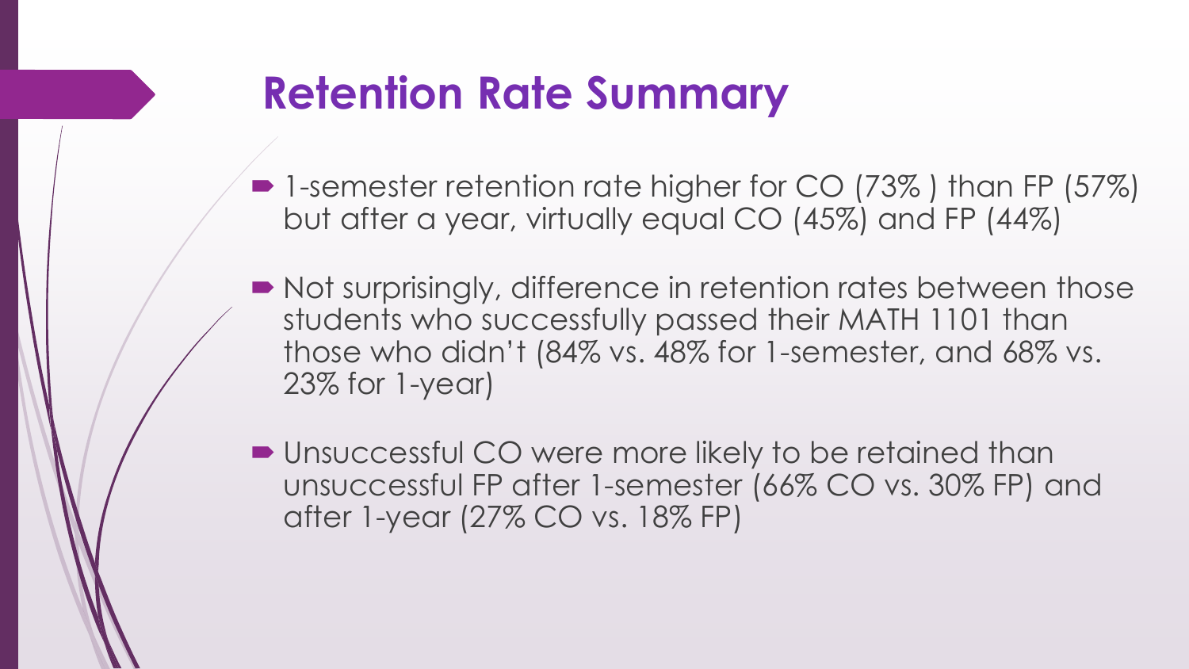# Retention Rate Summary

- 1-semester retention rate higher for CO (73% ) than FP (57%) but after a year, virtually equal CO (45%) and FP (44%)
- Not surprisingly, difference in retention rates between those students who successfully passed their MATH 1101 than those who didn't (84% vs. 48% for 1-semester, and 68% vs. 23% for 1-year)
- Unsuccessful CO were more likely to be retained than unsuccessful FP after 1-semester (66% CO vs. 30% FP) and after 1-year (27% CO vs. 18% FP)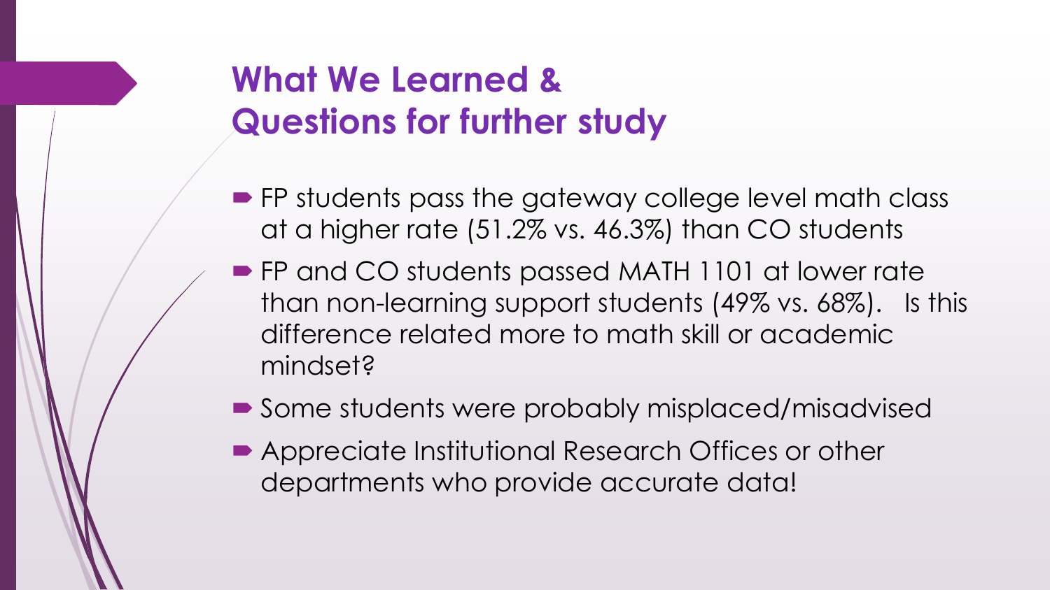## What We Learned & Questions for further study

- FP students pass the gateway college level math class at a higher rate (51.2% vs. 46.3%) than CO students
- FP and CO students passed MATH 1101 at lower rate than non-learning support students (49% vs. 68%). Is this difference related more to math skill or academic mindset?
- Some students were probably misplaced/misadvised
- Appreciate Institutional Research Offices or other departments who provide accurate data!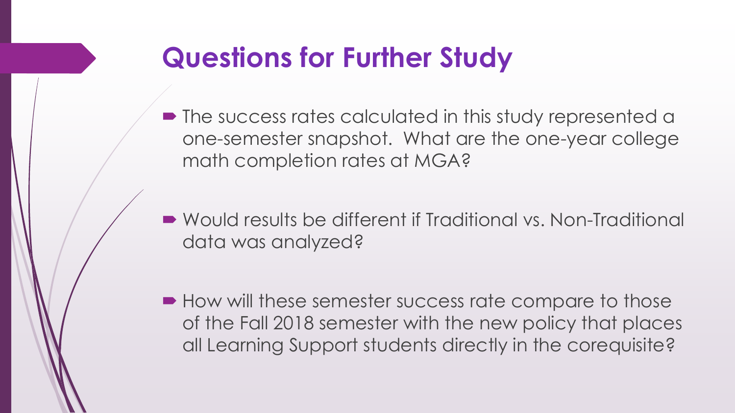# Questions for Further Study

- The success rates calculated in this study represented a one-semester snapshot.  What are the one-year college math completion rates at MGA?

- Would results be different if Traditional vs. Non-Traditional data was analyzed?

- How will these semester success rate compare to those of the Fall 2018 semester with the new policy that places all Learning Support students directly in the corequisite?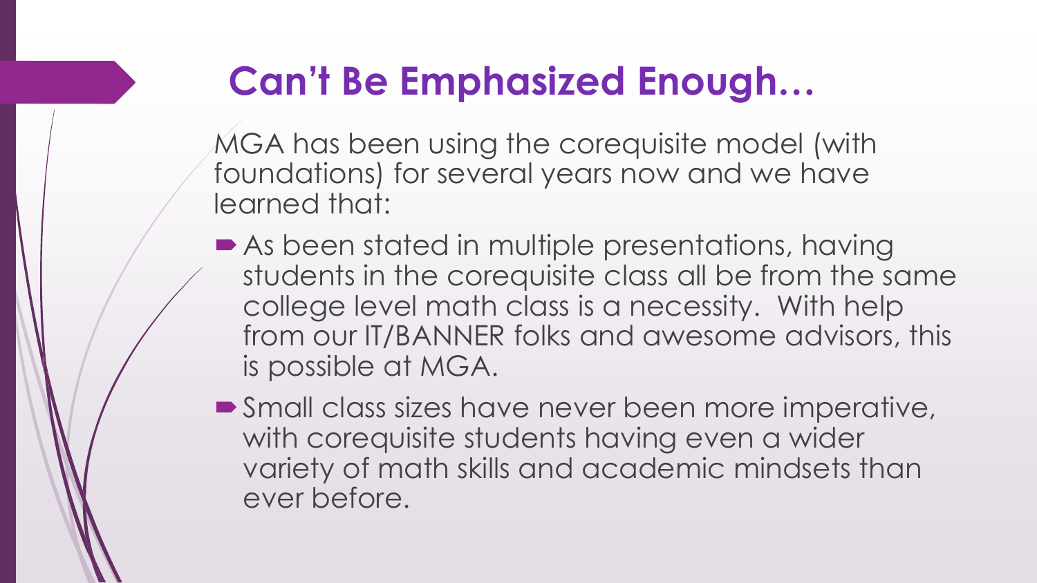# Can't Be Emphasized Enough…

MGA has been using the corequisite model (with foundations) for several years now and we have learned that:

- As been stated in multiple presentations, having students in the corequisite class all be from the same college level math class is a necessity. With help from our IT/BANNER folks and awesome advisors, this is possible at MGA.
- Small class sizes have never been more imperative, with corequisite students having even a wider variety of math skills and academic mindsets than ever before.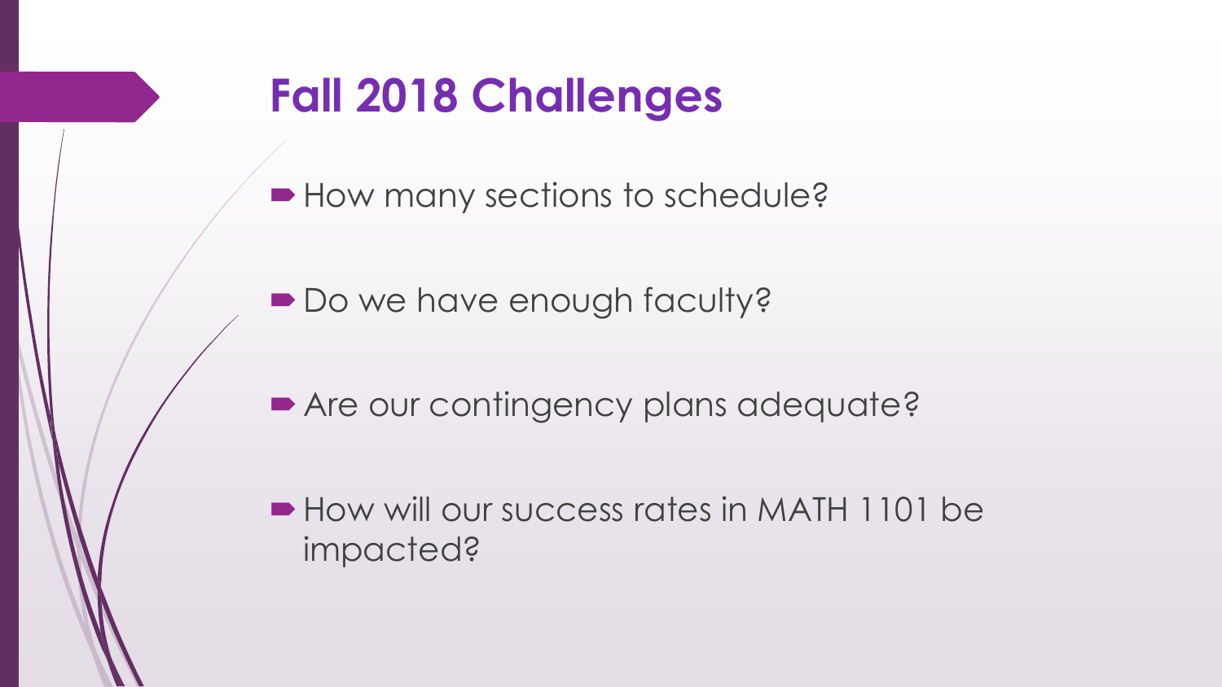# Fall 2018 Challenges

- How many sections to schedule?
- Do we have enough faculty?
- Are our contingency plans adequate?
- How will our success rates in MATH 1101 be impacted?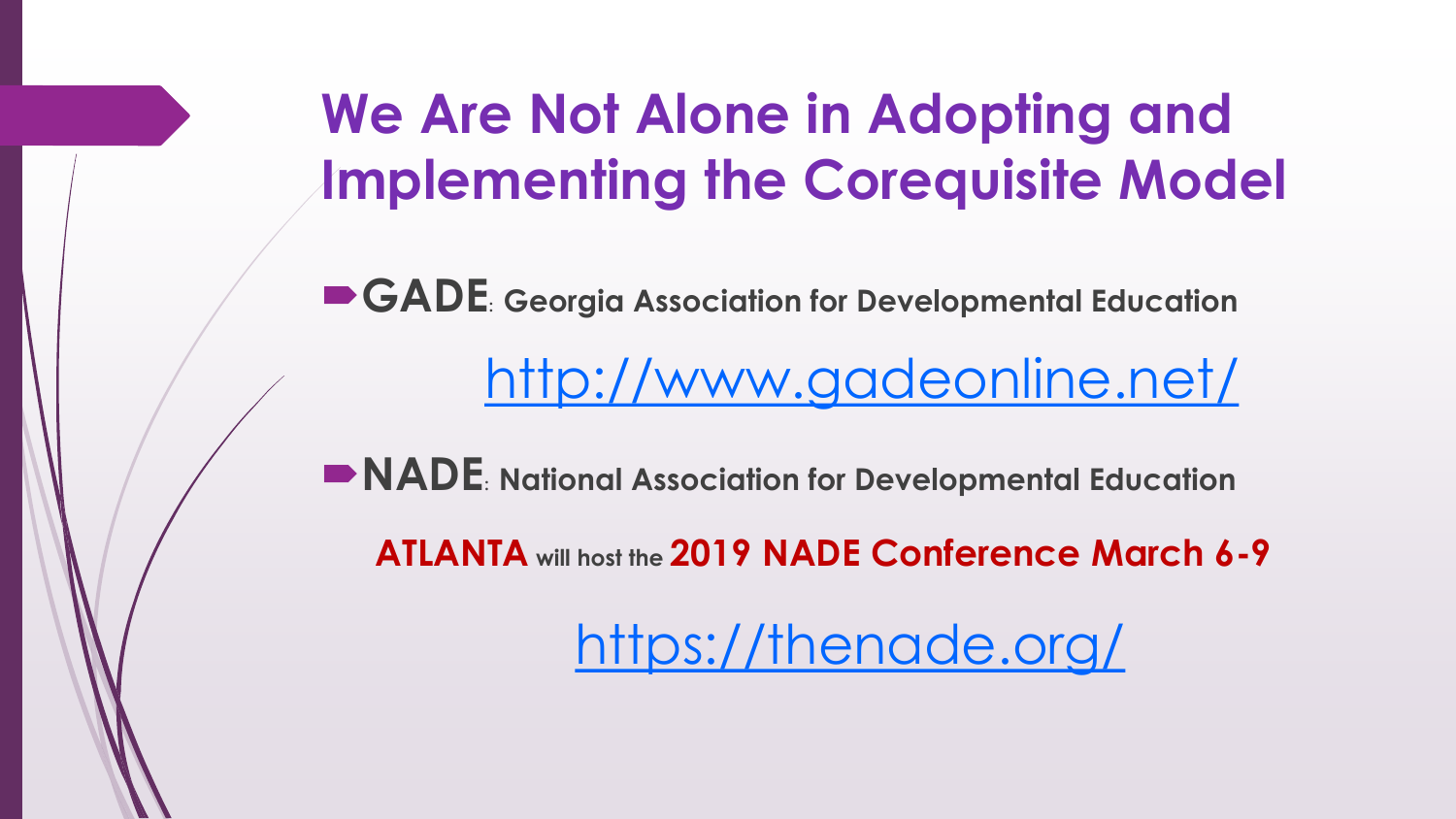# We Are Not Alone in Adopting and Implementing the Corequisite Model

- **GADE**: Georgia Association for Developmental Education

  http://www.gadeonline.net/

- **NADE**: National Association for Developmental Education

  **ATLANTA** will host the **2019 NADE Conference March 6-9**

  https://thenade.org/